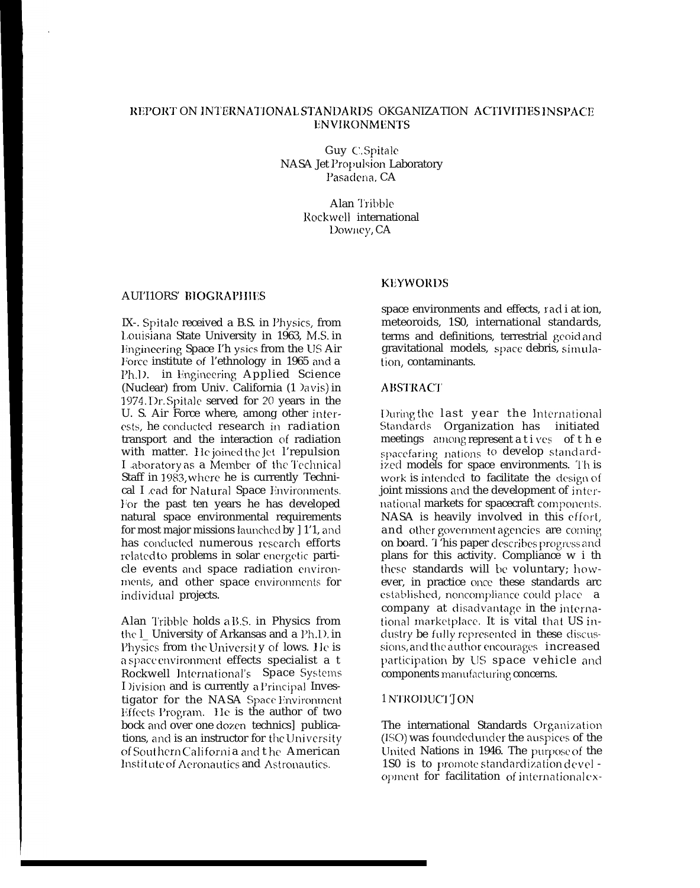# REPORT ON INTERNATIONAL STANDARDS OKGANIZATION ACTIVITIES IN SPACE ENVIRONMENTS

Guy C. Spitale
NASA Jet Propulsion Laboratory
Pasadena, CA

Alan Tribble
Rockwell international
Downey, CA

## AUTHORS' BIOGRAPHIES

IX-. Spitale received a B.S. in Physics, from Louisiana State University in 1963, M.S. in Engineering Space Physics from the US Air Force institute of l'ethnology in 1965 and a Ph.D. in Engineering Applied Science (Nuclear) from Univ. California (Davis) in 1974. Dr. Spitale served for 20 years in the U. S. Air Force where, among other interests, he conducted research in radiation transport and the interaction of radiation with matter. He joined the Jet l'repulsion Laboratory as a Member of the Technical Staff in 1983, where he is currently Technical Lead for Natural Space Environments. For the past ten years he has developed natural space environmental requirements for most major missions launched by ]1'1, and has conducted numerous research efforts related to problems in solar energetic particle events and space radiation environments, and other space environments for individual projects.

Alan Tribble holds a B.S. in Physics from the l_ University of Arkansas and a Ph.D. in Physics from the University of lows. He is a space environment effects specialist at Rockwell International's Space Systems Division and is currently a Principal Investigator for the NASA Space Environment Effects Program. He is the author of two bock and over one dozen technics] publications, and is an instructor for the University of Southern California and the American Institute of Aeronautics and Astronautics.

## KEYWORDS

space environments and effects, radiation, meteoroids, 1S0, international standards, terms and definitions, terrestrial geoid and gravitational models, space debris, simulation, contaminants.

## ABSTRACT

During the last year the International Standards Organization has initiated meetings among representatives of the spacefaring nations to develop standardized models for space environments. This work is intended to facilitate the design of joint missions and the development of international markets for spacecraft components. NASA is heavily involved in this effort, and other government agencies are coming on board. This paper describes progress and plans for this activity. Compliance with these standards will be voluntary; however, in practice once these standards are established, noncompliance could place a company at disadvantage in the international marketplace. It is vital that US industry be fully represented in these discussions, and the author encourages increased participation by US space vehicle and components manufacturing concerns.

## INTRODUCTION

The international Standards Organization (ISO) was founded under the auspices of the United Nations in 1946. The purpose of the 1S0 is to promote standardization development for facilitation of international ex-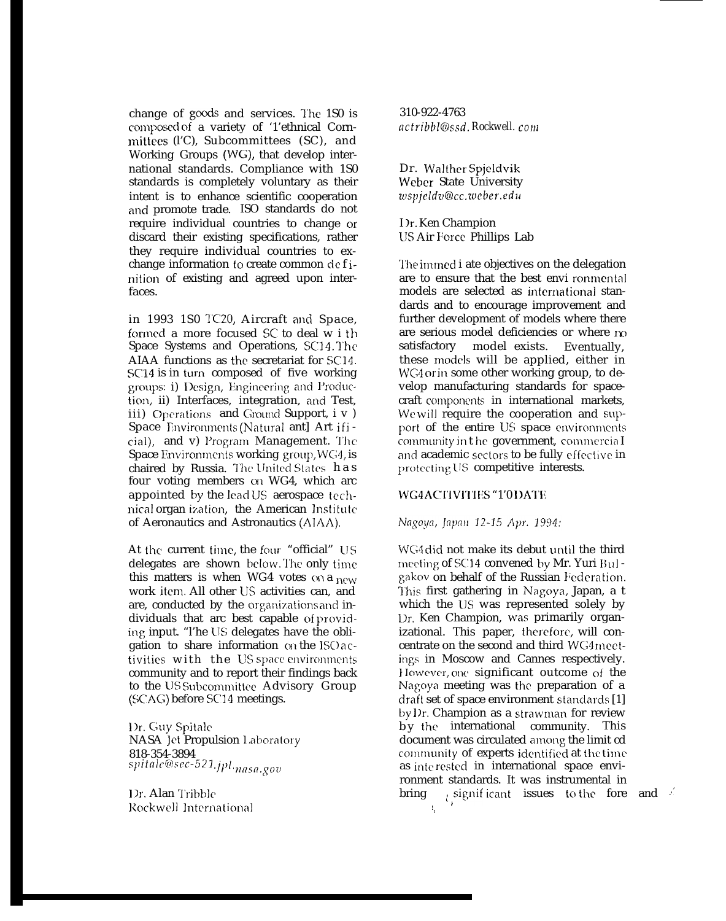change of goods and services. The ISO is composed of a variety of Technical Committees (TC), Subcommittees (SC), and Working Groups (WG), that develop international standards. Compliance with ISO standards is completely voluntary as their intent is to enhance scientific cooperation and promote trade. ISO standards do not require individual countries to change or discard their existing specifications, rather they require individual countries to exchange information to create common definition of existing and agreed upon interfaces.

in 1993 ISO TC20, Aircraft and Space, formed a more focused SC to deal with Space Systems and Operations, SC14. The AIAA functions as the secretariat for SC14. SC14 is in turn composed of five working groups: i) Design, Engineering and Production, ii) Interfaces, integration, and Test, iii) Operations and Ground Support, iv) Space Environments (Natural and Artificial), and v) Program Management. The Space Environments working group, WG4, is chaired by Russia. The United States has four voting members on WG4, which are appointed by the lead US aerospace technical organization, the American Institute of Aeronautics and Astronautics (AIAA).

At the current time, the four "official" US delegates are shown below. The only time this matters is when WG4 votes on a new work item. All other US activities can, and are, conducted by the organizations and individuals that are best capable of providing input. The US delegates have the obligation to share information on the ISO activities with the US space environments community and to report their findings back to the US Subcommittee Advisory Group (SCAG) before SC14 meetings.

Dr. Guy Spitale
NASA Jet Propulsion Laboratory
818-354-3894
*spitale@sec-521.jpl.nasa.gov*

Dr. Alan Tribble
Rockwell International
310-922-4763
*actribbl@ssd.Rockwell.com*

Dr. Walther Spjeldvik
Weber State University
*wspjeldv@cc.weber.edu*

Dr. Ken Champion
US Air Force Phillips Lab

The immediate objectives on the delegation are to ensure that the best environmental models are selected as international standards and to encourage improvement and further development of models where there are serious model deficiencies or where no satisfactory model exists. Eventually, these models will be applied, either in WG4 or in some other working group, to develop manufacturing standards for spacecraft components in international markets. We will require the cooperation and support of the entire US space environments community in the government, commercial and academic sectors to be fully effective in protecting US competitive interests.

## WG4 ACTIVITIES TO DATE

*Nagoya, Japan 12-15 Apr. 1994:*

WG4 did not make its debut until the third meeting of SC14 convened by Mr. Yuri Bulgakov on behalf of the Russian Federation. This first gathering in Nagoya, Japan, at which the US was represented solely by Dr. Ken Champion, was primarily organizational. This paper, therefore, will concentrate on the second and third WG4 meetings in Moscow and Cannes respectively. However, one significant outcome of the Nagoya meeting was the preparation of a draft set of space environment standards [1] by Dr. Champion as a strawman for review by the international community. This document was circulated among the limited community of experts identified at the time as interested in international space environment standards. It was instrumental in bringing significant issues to the fore and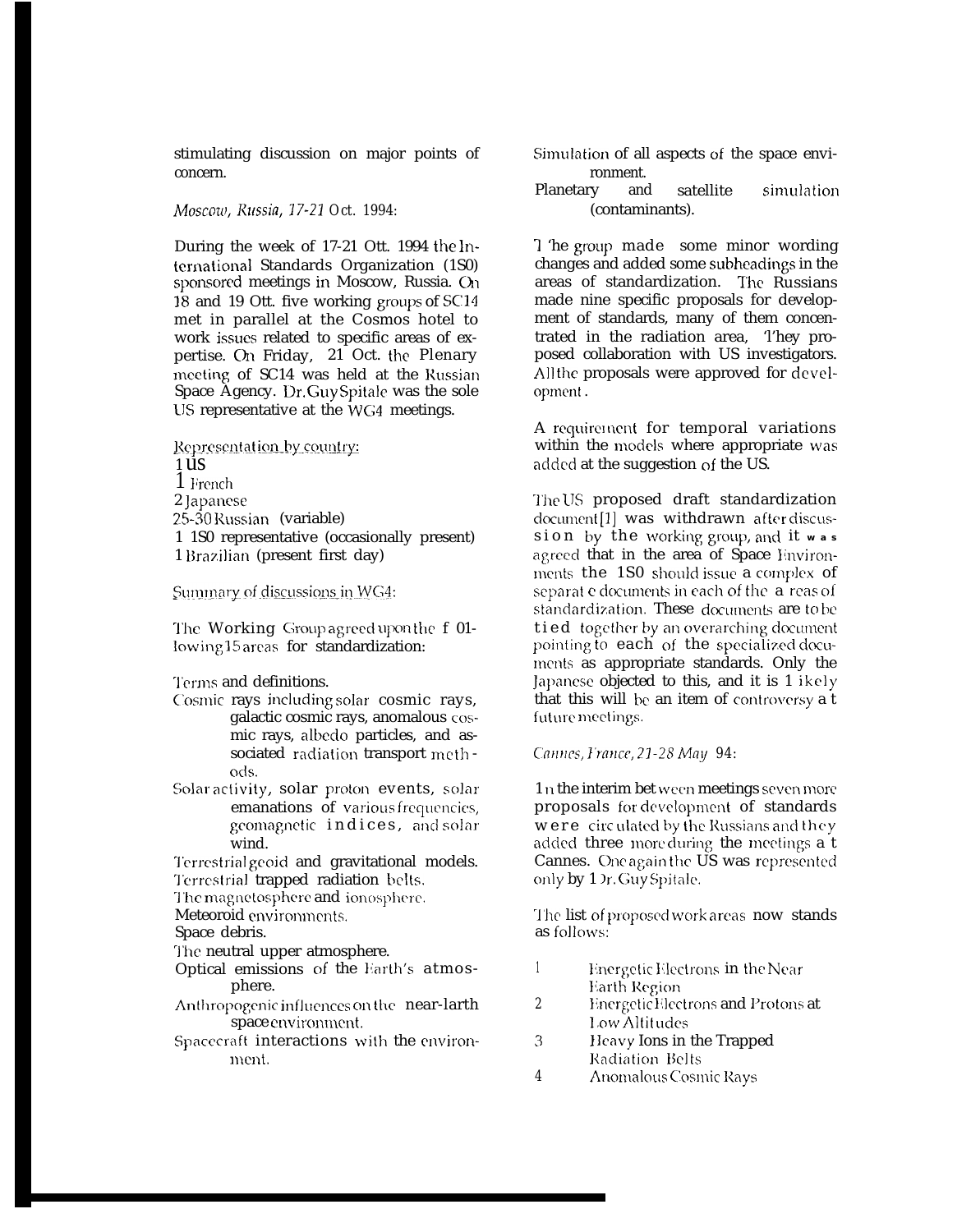stimulating discussion on major points of concern.

*Moscow, Russia, 17-21 Oct. 1994:*

During the week of 17-21 Ott. 1994 the International Standards Organization (1S0) sponsored meetings in Moscow, Russia. On 18 and 19 Ott. five working groups of SC14 met in parallel at the Cosmos hotel to work issues related to specific areas of expertise. On Friday, 21 Oct. the Plenary meeting of SC14 was held at the Russian Space Agency. Dr. Guy Spitale was the sole US representative at the WG4 meetings.

Representation by country:

1 US
1 French
2 Japanese
25-30 Russian (variable)
1 1S0 representative (occasionally present)
1 Brazilian (present first day)

Summary of discussions in WG4:

The Working Group agreed upon the following 15 areas for standardization:

- Terms and definitions.
- Cosmic rays including solar cosmic rays, galactic cosmic rays, anomalous cosmic rays, albedo particles, and associated radiation transport methods.
- Solar activity, solar proton events, solar emanations of various frequencies, geomagnetic indices, and solar wind.
- Terrestrial geoid and gravitational models.
- Terrestrial trapped radiation belts.
- The magnetosphere and ionosphere.
- Meteoroid environments.
- Space debris.
- The neutral upper atmosphere.
- Optical emissions of the Earth's atmosphere.
- Anthropogenic influences on the near-Earth space environment.
- Spacecraft interactions with the environment.
- Simulation of all aspects of the space environment.
- Planetary and satellite simulation (contaminants).

The group made some minor wording changes and added some subheadings in the areas of standardization. The Russians made nine specific proposals for development of standards, many of them concentrated in the radiation area. They proposed collaboration with US investigators. All the proposals were approved for development.

A requirement for temporal variations within the models where appropriate was added at the suggestion of the US.

The US proposed draft standardization document[1] was withdrawn after discussion by the working group, and it was agreed that in the area of Space Environments the 1S0 should issue a complex of separate documents in each of the areas of standardization. These documents are to be tied together by an overarching document pointing to each of the specialized documents as appropriate standards. Only the Japanese objected to this, and it is likely that this will be an item of controversy at future meetings.

*Cannes, France, 21-28 May 94:*

In the interim between meetings seven more proposals for development of standards were circulated by the Russians and they added three more during the meetings at Cannes. Once again the US was represented only by Dr. Guy Spitale.

The list of proposed work areas now stands as follows:

1. Energetic Electrons in the Near Earth Region
2. Energetic Electrons and Protons at Low Altitudes
3. Heavy Ions in the Trapped Radiation Belts
4. Anomalous Cosmic Rays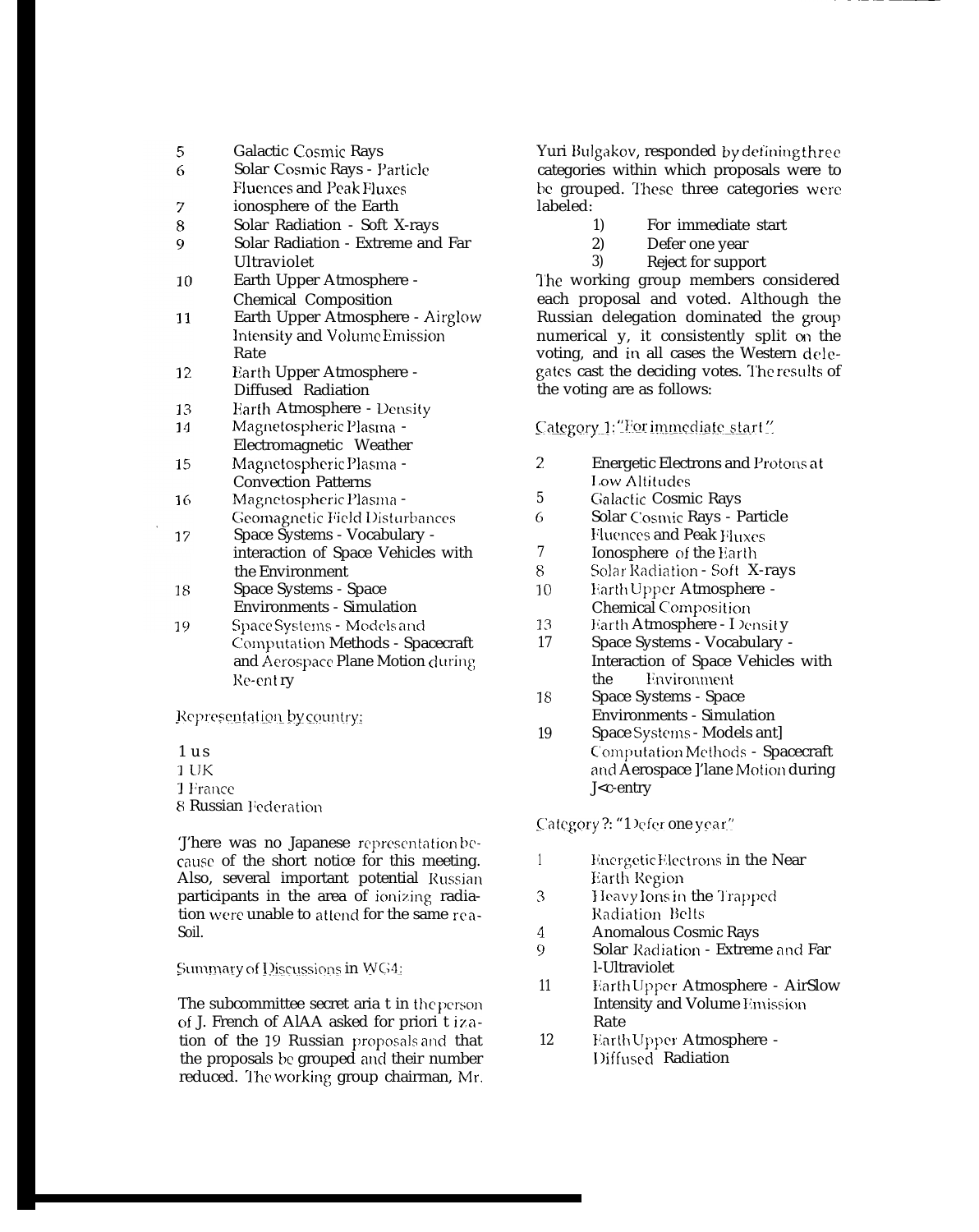5 Galactic Cosmic Rays
6 Solar Cosmic Rays - Particle Fluences and Peak Fluxes
7 ionosphere of the Earth
8 Solar Radiation - Soft X-rays
9 Solar Radiation - Extreme and Far Ultraviolet
10 Earth Upper Atmosphere - Chemical Composition
11 Earth Upper Atmosphere - Airglow Intensity and Volume Emission Rate
12 Earth Upper Atmosphere - Diffused Radiation
13 Earth Atmosphere - Density
14 Magnetospheric Plasma - Electromagnetic Weather
15 Magnetospheric Plasma - Convection Patterns
16 Magnetospheric Plasma - Geomagnetic Field Disturbances
17 Space Systems - Vocabulary - interaction of Space Vehicles with the Environment
18 Space Systems - Space Environments - Simulation
19 Space Systems - Models and Computation Methods - Spacecraft and Aerospace Plane Motion during Re-entry

Representation by country:

1 US
1 UK
1 France
8 Russian Federation

There was no Japanese representation because of the short notice for this meeting. Also, several important potential Russian participants in the area of ionizing radiation were unable to attend for the same reason.

Summary of Discussions in WG4:

The subcommittee secretariat in the person of J. French of AIAA asked for prioritization of the 19 Russian proposals and that the proposals be grouped and their number reduced. The working group chairman, Mr. Yuri Bulgakov, responded by defining three categories within which proposals were to be grouped. These three categories were labeled:

1) For immediate start
2) Defer one year
3) Reject for support

The working group members considered each proposal and voted. Although the Russian delegation dominated the group numerically, it consistently split on the voting, and in all cases the Western delegates cast the deciding votes. The results of the voting are as follows:

Category 1: "For immediate start"

2 Energetic Electrons and Protons at Low Altitudes
5 Galactic Cosmic Rays
6 Solar Cosmic Rays - Particle Fluences and Peak Fluxes
7 Ionosphere of the Earth
8 Solar Radiation - Soft X-rays
10 Earth Upper Atmosphere - Chemical Composition
13 Earth Atmosphere - Density
17 Space Systems - Vocabulary - Interaction of Space Vehicles with the Environment
18 Space Systems - Space Environments - Simulation
19 Space Systems - Models and Computation Methods - Spacecraft and Aerospace Plane Motion during Re-entry

Category 2: "Defer one year"

1 Energetic Electrons in the Near Earth Region
3 Heavy Ions in the Trapped Radiation Belts
4 Anomalous Cosmic Rays
9 Solar Radiation - Extreme and Far Ultraviolet
11 Earth Upper Atmosphere - Airglow Intensity and Volume Emission Rate
12 Earth Upper Atmosphere - Diffused Radiation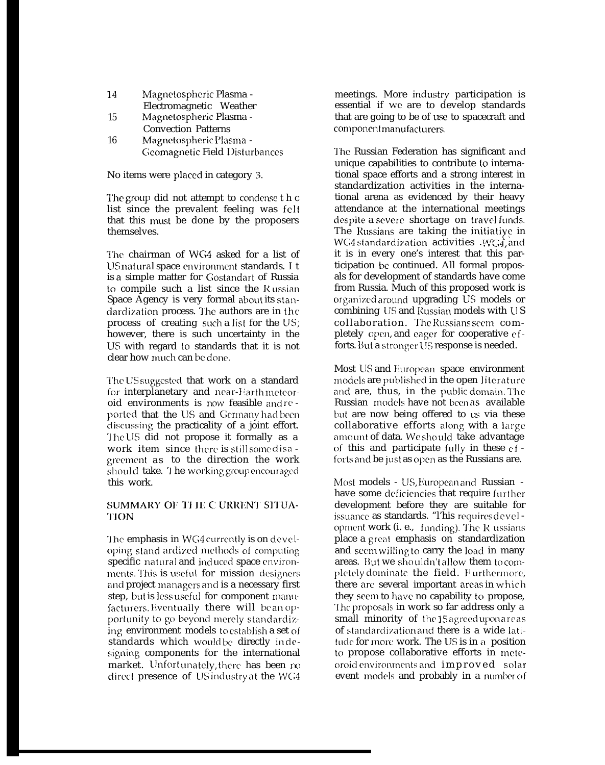| | |
|---|---|
| 14 | Magnetospheric Plasma - Electromagnetic Weather |
| 15 | Magnetospheric Plasma - Convection Patterns |
| 16 | Magnetospheric Plasma - Geomagnetic Field Disturbances |

No items were placed in category 3.

The group did not attempt to condense the list since the prevalent feeling was felt that this must be done by the proposers themselves.

The chairman of WG4 asked for a list of US natural space environment standards. It is a simple matter for Gostandart of Russia to compile such a list since the Russian Space Agency is very formal about its standardization process. The authors are in the process of creating such a list for the US; however, there is such uncertainty in the US with regard to standards that it is not clear how much can be done.

The US suggested that work on a standard for interplanetary and near-Earth meteoroid environments is now feasible and reported that the US and Germany had been discussing the practicality of a joint effort. The US did not propose it formally as a work item since there is still some disagreement as to the direction the work should take. The working group encouraged this work.

## SUMMARY OF THE CURRENT SITUATION

The emphasis in WG4 currently is on developing standardized methods of computing specific natural and induced space environments. This is useful for mission designers and project managers and is a necessary first step, but is less useful for component manufacturers. Eventually there will be an opportunity to go beyond merely standardizing environment models to establish a set of standards which would be directly in designing components for the international market. Unfortunately, there has been no direct presence of US industry at the WG4 meetings. More industry participation is essential if we are to develop standards that are going to be of use to spacecraft and component manufacturers.

The Russian Federation has significant and unique capabilities to contribute to international space efforts and a strong interest in standardization activities in the international arena as evidenced by their heavy attendance at the international meetings despite a severe shortage on travel funds. The Russians are taking the initiative in WG4 standardization activities .WG4, and it is in every one's interest that this participation be continued. All formal proposals for development of standards have come from Russia. Much of this proposed work is organized around upgrading US models or combining US and Russian models with US collaboration. The Russians seem completely open, and eager for cooperative efforts. But a stronger US response is needed.

Most US and European space environment models are published in the open literature and are, thus, in the public domain. The Russian models have not been as available but are now being offered to us via these collaborative efforts along with a large amount of data. We should take advantage of this and participate fully in these efforts and be just as open as the Russians are.

Most models - US, European and Russian - have some deficiencies that require further development before they are suitable for issuance as standards. "This requires development work (i. e., funding). The Russians place a great emphasis on standardization and seem willing to carry the load in many areas. But we shouldn't allow them to completely dominate the field. Furthermore, there are several important areas in which they seem to have no capability to propose, The proposals in work so far address only a small minority of the 15 agreed upon areas of standardization and there is a wide latitude for more work. The US is in a position to propose collaborative efforts in meteoroid environments and improved solar event models and probably in a number of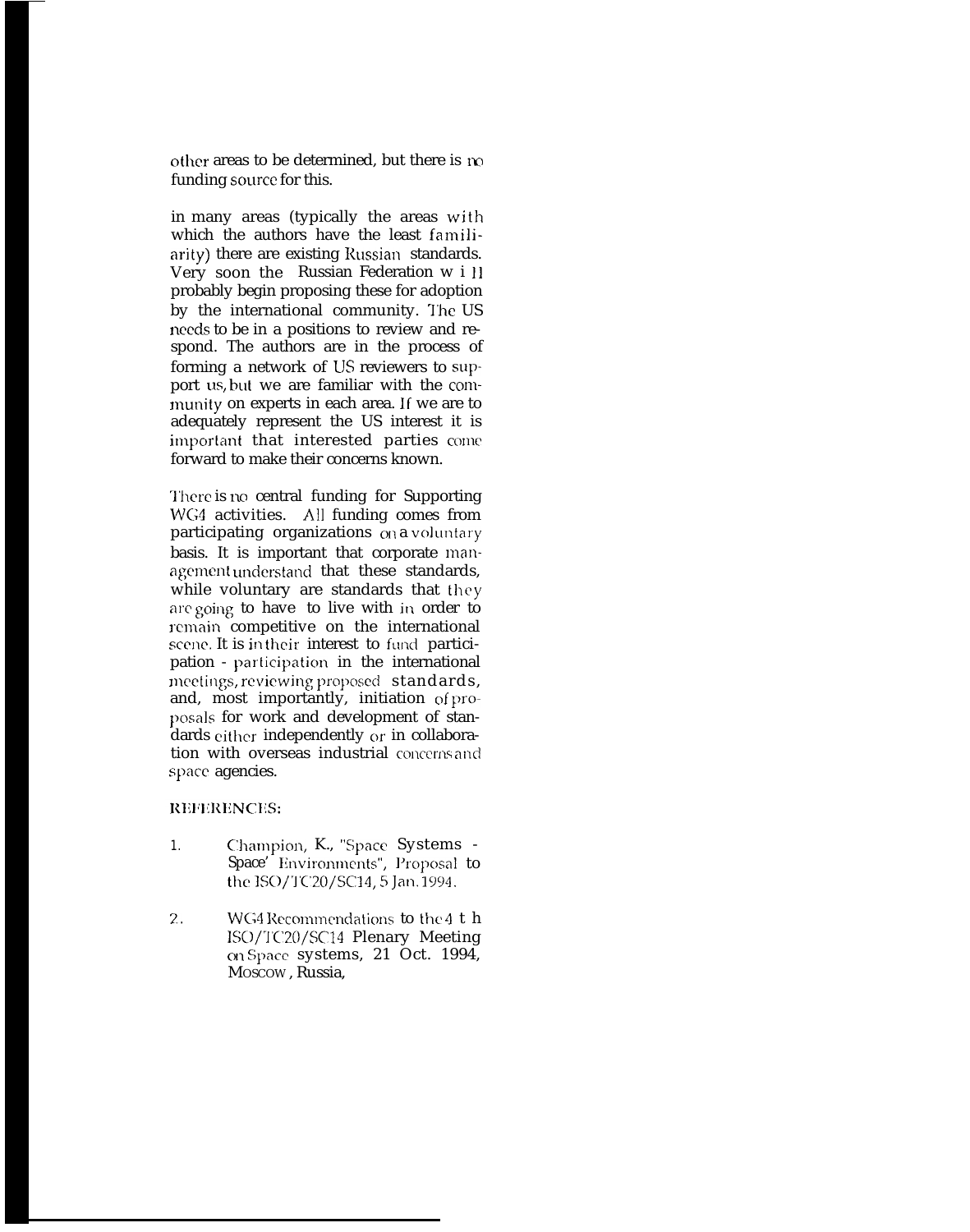other areas to be determined, but there is no funding source for this.

in many areas (typically the areas with which the authors have the least familiarity) there are existing Russian standards. Very soon the Russian Federation will probably begin proposing these for adoption by the international community. The US needs to be in a positions to review and respond. The authors are in the process of forming a network of US reviewers to support us, but we are familiar with the community on experts in each area. If we are to adequately represent the US interest it is important that interested parties come forward to make their concerns known.

There is no central funding for Supporting WG4 activities. All funding comes from participating organizations on a voluntary basis. It is important that corporate management understand that these standards, while voluntary are standards that they are going to have to live with in order to remain competitive on the international scene. It is in their interest to fund participation - participation in the international meetings, reviewing proposed standards, and, most importantly, initiation of proposals for work and development of standards either independently or in collaboration with overseas industrial concerns and space agencies.

REFERENCES:

1. Champion, K., "Space Systems - Space' Environments", Proposal to the ISO/TC20/SC14, 5 Jan. 1994.

2. WG4 Recommendations to the 4 th ISO/TC20/SC14 Plenary Meeting on Space systems, 21 Oct. 1994, Moscow, Russia,